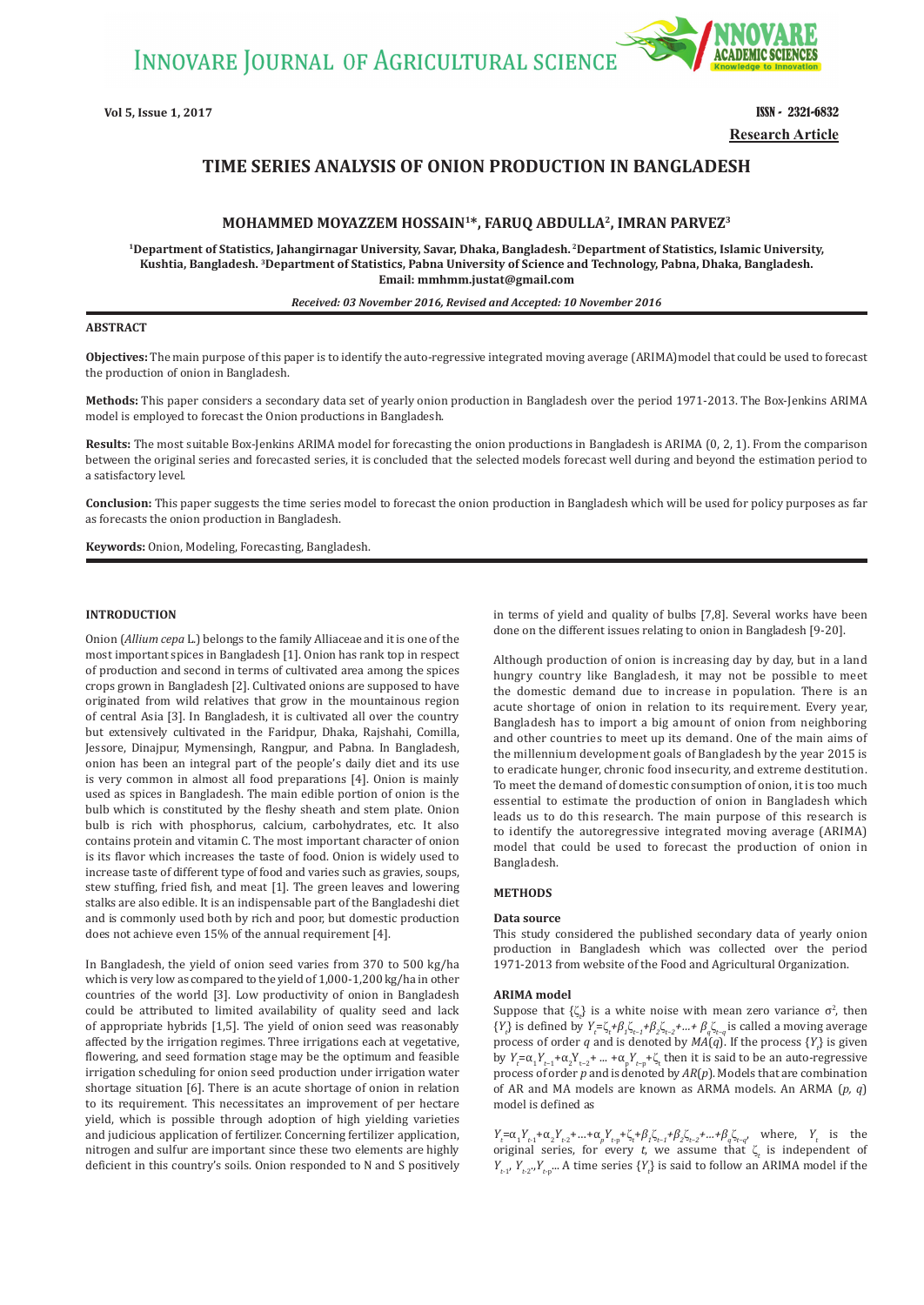Research Article

# TIME SERIES ANALYSIS OF ONION PRODUCTION IN BANGLADESH

**MOHAMMED MOYAZZEM HOSSAIN[1]*, FARUQ ABDULLA[2], IMRAN PARVEZ[3]**

[1]Department of Statistics, Jahangirnagar University, Savar, Dhaka, Bangladesh. [2]Department of Statistics, Islamic University, Kushtia, Bangladesh. [3]Department of Statistics, Pabna University of Science and Technology, Pabna, Dhaka, Bangladesh. Email: mmhmm.justat@gmail.com

*Received: 03 November 2016, Revised and Accepted: 10 November 2016*

## ABSTRACT

**Objectives:** The main purpose of this paper is to identify the auto-regressive integrated moving average (ARIMA)model that could be used to forecast the production of onion in Bangladesh.

**Methods:** This paper considers a secondary data set of yearly onion production in Bangladesh over the period 1971-2013. The Box-Jenkins ARIMA model is employed to forecast the Onion productions in Bangladesh.

**Results:** The most suitable Box-Jenkins ARIMA model for forecasting the onion productions in Bangladesh is ARIMA (0, 2, 1). From the comparison between the original series and forecasted series, it is concluded that the selected models forecast well during and beyond the estimation period to a satisfactory level.

**Conclusion:** This paper suggests the time series model to forecast the onion production in Bangladesh which will be used for policy purposes as far as forecasts the onion production in Bangladesh.

**Keywords:** Onion, Modeling, Forecasting, Bangladesh.

## INTRODUCTION

Onion (*Allium cepa* L.) belongs to the family Alliaceae and it is one of the most important spices in Bangladesh [1]. Onion has rank top in respect of production and second in terms of cultivated area among the spices crops grown in Bangladesh [2]. Cultivated onions are supposed to have originated from wild relatives that grow in the mountainous region of central Asia [3]. In Bangladesh, it is cultivated all over the country but extensively cultivated in the Faridpur, Dhaka, Rajshahi, Comilla, Jessore, Dinajpur, Mymensingh, Rangpur, and Pabna. In Bangladesh, onion has been an integral part of the people's daily diet and its use is very common in almost all food preparations [4]. Onion is mainly used as spices in Bangladesh. The main edible portion of onion is the bulb which is constituted by the fleshy sheath and stem plate. Onion bulb is rich with phosphorus, calcium, carbohydrates, etc. It also contains protein and vitamin C. The most important character of onion is its flavor which increases the taste of food. Onion is widely used to increase taste of different type of food and varies such as gravies, soups, stew stuffing, fried fish, and meat [1]. The green leaves and lowering stalks are also edible. It is an indispensable part of the Bangladeshi diet and is commonly used both by rich and poor, but domestic production does not achieve even 15% of the annual requirement [4].

In Bangladesh, the yield of onion seed varies from 370 to 500 kg/ha which is very low as compared to the yield of 1,000-1,200 kg/ha in other countries of the world [3]. Low productivity of onion in Bangladesh could be attributed to limited availability of quality seed and lack of appropriate hybrids [1,5]. The yield of onion seed was reasonably affected by the irrigation regimes. Three irrigations each at vegetative, flowering, and seed formation stage may be the optimum and feasible irrigation scheduling for onion seed production under irrigation water shortage situation [6]. There is an acute shortage of onion in relation to its requirement. This necessitates an improvement of per hectare yield, which is possible through adoption of high yielding varieties and judicious application of fertilizer. Concerning fertilizer application, nitrogen and sulfur are important since these two elements are highly deficient in this country's soils. Onion responded to N and S positively in terms of yield and quality of bulbs [7,8]. Several works have been done on the different issues relating to onion in Bangladesh [9-20].

Although production of onion is increasing day by day, but in a land hungry country like Bangladesh, it may not be possible to meet the domestic demand due to increase in population. There is an acute shortage of onion in relation to its requirement. Every year, Bangladesh has to import a big amount of onion from neighboring and other countries to meet up its demand. One of the main aims of the millennium development goals of Bangladesh by the year 2015 is to eradicate hunger, chronic food insecurity, and extreme destitution. To meet the demand of domestic consumption of onion, it is too much essential to estimate the production of onion in Bangladesh which leads us to do this research. The main purpose of this research is to identify the autoregressive integrated moving average (ARIMA) model that could be used to forecast the production of onion in Bangladesh.

## METHODS

### Data source

This study considered the published secondary data of yearly onion production in Bangladesh which was collected over the period 1971-2013 from website of the Food and Agricultural Organization.

### ARIMA model

Suppose that $\{\zeta_t\}$ is a white noise with mean zero variance $\sigma^2$, then $\{Y_t\}$ is defined by $Y_t=\zeta_t+\beta_1\zeta_{t-1}+\beta_2\zeta_{t-2}+\ldots+\beta_q\zeta_{t-q}$ is called a moving average process of order $q$ and is denoted by $MA(q)$. If the process $\{Y_t\}$ is given by $Y_t=\alpha_1 Y_{t-1}+\alpha_2 Y_{t-2}+\ldots+\alpha_p Y_{t-p}+\zeta_t$ then it is said to be an auto-regressive process of order $p$ and is denoted by $AR(p)$. Models that are combination of AR and MA models are known as ARMA models. An ARMA $(p, q)$ model is defined as

$Y_t=\alpha_1 Y_{t-1}+\alpha_2 Y_{t-2}+\ldots+\alpha_p Y_{t-p}+\zeta_t+\beta_1\zeta_{t-1}+\beta_2\zeta_{t-2}+\ldots+\beta_q\zeta_{t-q}$, where, $Y_t$ is the original series, for every $t$, we assume that $\zeta_t$ is independent of $Y_{t-1}, Y_{t-2}, \ldots Y_{t-p}$... A time series $\{Y_t\}$ is said to follow an ARIMA model if the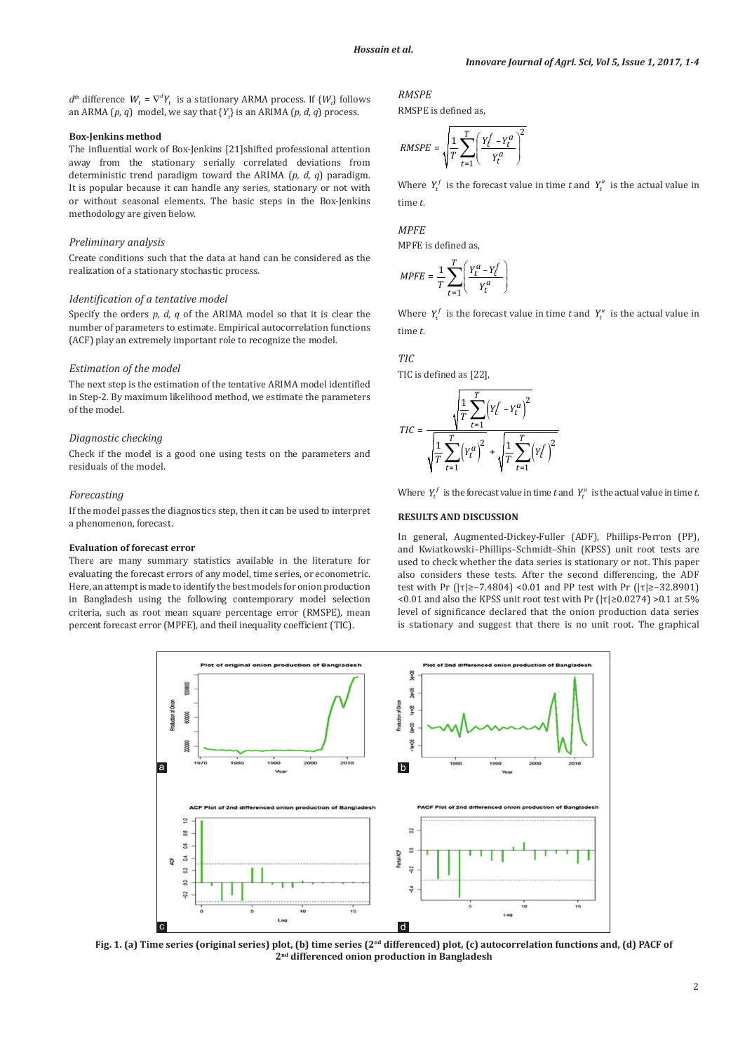$d^{th}$ difference $W_t = \nabla^d Y_t$ is a stationary ARMA process. If $\{W_t\}$ follows an ARMA $(p, q)$ model, we say that $\{Y_t\}$ is an ARIMA $(p, d, q)$ process.

### Box-Jenkins method

The influential work of Box-Jenkins [21]shifted professional attention away from the stationary serially correlated deviations from deterministic trend paradigm toward the ARIMA $(p, d, q)$ paradigm. It is popular because it can handle any series, stationary or not with or without seasonal elements. The basic steps in the Box-Jenkins methodology are given below.

#### *Preliminary analysis*

Create conditions such that the data at hand can be considered as the realization of a stationary stochastic process.

#### *Identification of a tentative model*

Specify the orders *p, d, q* of the ARIMA model so that it is clear the number of parameters to estimate. Empirical autocorrelation functions (ACF) play an extremely important role to recognize the model.

#### *Estimation of the model*

The next step is the estimation of the tentative ARIMA model identified in Step-2. By maximum likelihood method, we estimate the parameters of the model.

#### *Diagnostic checking*

Check if the model is a good one using tests on the parameters and residuals of the model.

#### *Forecasting*

If the model passes the diagnostics step, then it can be used to interpret a phenomenon, forecast.

### Evaluation of forecast error

There are many summary statistics available in the literature for evaluating the forecast errors of any model, time series, or econometric. Here, an attempt is made to identify the best models for onion production in Bangladesh using the following contemporary model selection criteria, such as root mean square percentage error (RMSPE), mean percent forecast error (MPFE), and theil inequality coefficient (TIC).

#### *RMSPE*

RMSPE is defined as,

$$RMSPE = \sqrt{\frac{1}{T}\sum_{t=1}^{T}\left(\frac{Y_t^f - Y_t^a}{Y_t^a}\right)^2}$$

Where $Y_t^f$ is the forecast value in time *t* and $Y_t^a$ is the actual value in time *t*.

#### *MPFE*

MPFE is defined as,

$$MPFE = \frac{1}{T}\sum_{t=1}^{T}\left(\frac{Y_t^a - Y_t^f}{Y_t^a}\right)$$

Where $Y_t^f$ is the forecast value in time *t* and $Y_t^a$ is the actual value in time *t*.

#### *TIC*

TIC is defined as [22],

$$TIC = \frac{\sqrt{\frac{1}{T}\sum_{t=1}^{T}\left(Y_t^f - Y_t^a\right)^2}}{\sqrt{\frac{1}{T}\sum_{t=1}^{T}\left(Y_t^a\right)^2} + \sqrt{\frac{1}{T}\sum_{t=1}^{T}\left(Y_t^f\right)^2}}$$

Where $Y_t^f$ is the forecast value in time *t* and $Y_t^a$ is the actual value in time *t*.

## RESULTS AND DISCUSSION

In general, Augmented-Dickey-Fuller (ADF), Phillips-Perron (PP), and Kwiatkowski–Phillips–Schmidt–Shin (KPSS) unit root tests are used to check whether the data series is stationary or not. This paper also considers these tests. After the second differencing, the ADF test with Pr ($|\tau| \geq -7.4804$) <0.01 and PP test with Pr ($|\tau| \geq -32.8901$) <0.01 and also the KPSS unit root test with Pr ($|\tau| \geq 0.0274$) >0.1 at 5% level of significance declared that the onion production data series is stationary and suggest that there is no unit root. The graphical

**Fig. 1. (a) Time series (original series) plot, (b) time series (2nd differenced) plot, (c) autocorrelation functions and, (d) PACF of 2nd differenced onion production in Bangladesh**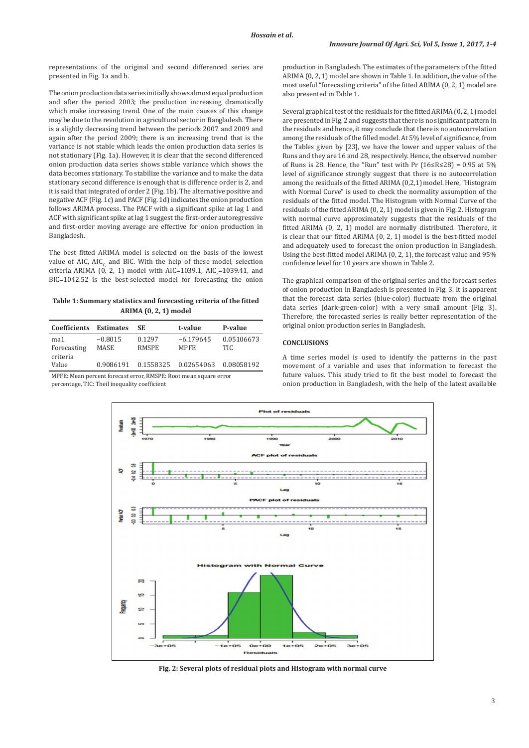representations of the original and second differenced series are presented in Fig. 1a and b.

The onion production data series initially shows almost equal production and after the period 2003; the production increasing dramatically which make increasing trend. One of the main causes of this change may be due to the revolution in agricultural sector in Bangladesh. There is a slightly decreasing trend between the periods 2007 and 2009 and again after the period 2009; there is an increasing trend that is the variance is not stable which leads the onion production data series is not stationary (Fig. 1a). However, it is clear that the second differenced onion production data series shows stable variance which shows the data becomes stationary. To stabilize the variance and to make the data stationary second difference is enough that is difference order is 2, and it is said that integrated of order 2 (Fig. 1b). The alternative positive and negative ACF (Fig. 1c) and PACF (Fig. 1d) indicates the onion production follows ARIMA process. The PACF with a significant spike at lag 1 and ACF with significant spike at lag 1 suggest the first-order autoregressive and first-order moving average are effective for onion production in Bangladesh.

The best fitted ARIMA model is selected on the basis of the lowest value of AIC, $AIC_c$ and BIC. With the help of these model, selection criteria ARIMA (0, 2, 1) model with AIC=1039.1, $AIC_c$=1039.41, and BIC=1042.52 is the best-selected model for forecasting the onion production in Bangladesh. The estimates of the parameters of the fitted ARIMA (0, 2, 1) model are shown in Table 1. In addition, the value of the most useful "forecasting criteria" of the fitted ARIMA (0, 2, 1) model are also presented in Table 1.

**Table 1: Summary statistics and forecasting criteria of the fitted ARIMA (0, 2, 1) model**

| Coefficients | Estimates | SE | t-value | P-value |
|---|---|---|---|---|
| ma1 | −0.8015 | 0.1297 | −6.179645 | 0.05106673 |
| Forecasting criteria | MASE | RMSPE | MPFE | TIC |
| Value | 0.9086191 | 0.1558325 | 0.02654063 | 0.08058192 |

MPFE: Mean percent forecast error, RMSPE: Root mean square error percentage, TIC: Theil inequality coefficient

Several graphical test of the residuals for the fitted ARIMA (0, 2, 1) model are presented in Fig. 2 and suggests that there is no significant pattern in the residuals and hence, it may conclude that there is no autocorrelation among the residuals of the filled model. At 5% level of significance, from the Tables given by [23], we have the lower and upper values of the Runs and they are 16 and 28, respectively. Hence, the observed number of Runs is 28. Hence, the "Run" test with Pr (16≤R≤28) = 0.95 at 5% level of significance strongly suggest that there is no autocorrelation among the residuals of the fitted ARIMA (0,2,1) model. Here, "Histogram with Normal Curve" is used to check the normality assumption of the residuals of the fitted model. The Histogram with Normal Curve of the residuals of the fitted ARIMA (0, 2, 1) model is given in Fig. 2. Histogram with normal curve approximately suggests that the residuals of the fitted ARIMA (0, 2, 1) model are normally distributed. Therefore, it is clear that our fitted ARIMA (0, 2, 1) model is the best-fitted model and adequately used to forecast the onion production in Bangladesh. Using the best-fitted model ARIMA (0, 2, 1), the forecast value and 95% confidence level for 10 years are shown in Table 2.

The graphical comparison of the original series and the forecast series of onion production in Bangladesh is presented in Fig. 3. It is apparent that the forecast data series (blue-color) fluctuate from the original data series (dark-green-color) with a very small amount (Fig. 3). Therefore, the forecasted series is really better representation of the original onion production series in Bangladesh.

## CONCLUSIONS

A time series model is used to identify the patterns in the past movement of a variable and uses that information to forecast the future values. This study tried to fit the best model to forecast the onion production in Bangladesh, with the help of the latest available

**Fig. 2: Several plots of residual plots and Histogram with normal curve**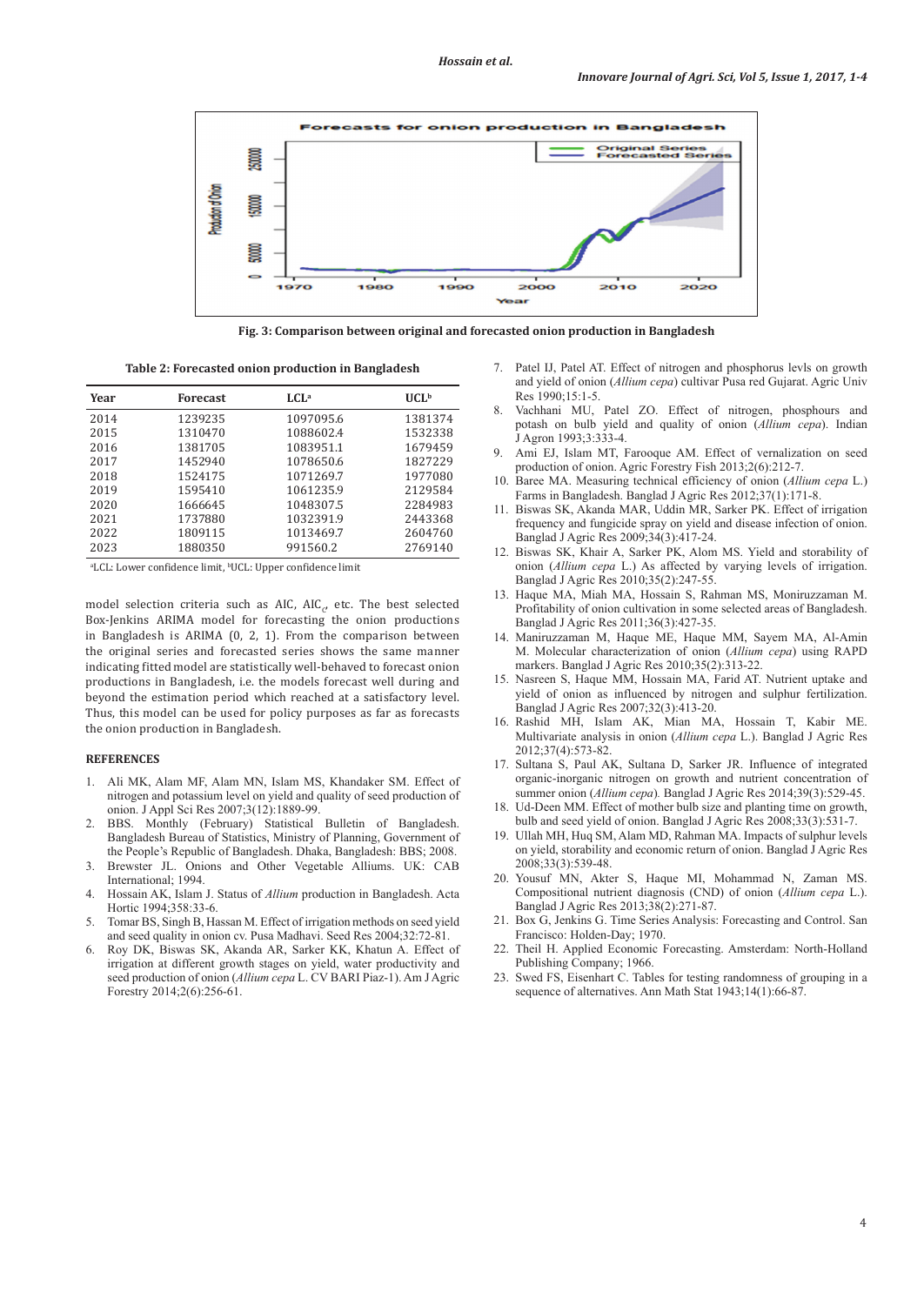Forecasts for onion production in Bangladesh

Original Series
Forecasted Series

Production of Onion

250000
150000
50000
0

1970 1980 1990 2000 2010 2020

Year

**Fig. 3: Comparison between original and forecasted onion production in Bangladesh**

**Table 2: Forecasted onion production in Bangladesh**

| Year | Forecast | LCL[a] | UCL[b] |
|---|---|---|---|
| 2014 | 1239235 | 1097095.6 | 1381374 |
| 2015 | 1310470 | 1088602.4 | 1532338 |
| 2016 | 1381705 | 1083951.1 | 1679459 |
| 2017 | 1452940 | 1078650.6 | 1827229 |
| 2018 | 1524175 | 1071269.7 | 1977080 |
| 2019 | 1595410 | 1061235.9 | 2129584 |
| 2020 | 1666645 | 1048307.5 | 2284983 |
| 2021 | 1737880 | 1032391.9 | 2443368 |
| 2022 | 1809115 | 1013469.7 | 2604760 |
| 2023 | 1880350 | 991560.2 | 2769140 |

[a]LCL: Lower confidence limit, [b]UCL: Upper confidence limit

model selection criteria such as AIC, $AIC_c$, etc. The best selected Box-Jenkins ARIMA model for forecasting the onion productions in Bangladesh is ARIMA (0, 2, 1). From the comparison between the original series and forecasted series shows the same manner indicating fitted model are statistically well-behaved to forecast onion productions in Bangladesh, i.e. the models forecast well during and beyond the estimation period which reached at a satisfactory level. Thus, this model can be used for policy purposes as far as forecasts the onion production in Bangladesh.

## REFERENCES

1. Ali MK, Alam MF, Alam MN, Islam MS, Khandaker SM. Effect of nitrogen and potassium level on yield and quality of seed production of onion. J Appl Sci Res 2007;3(12):1889-99.
2. BBS. Monthly (February) Statistical Bulletin of Bangladesh. Bangladesh Bureau of Statistics, Ministry of Planning, Government of the People's Republic of Bangladesh. Dhaka, Bangladesh: BBS; 2008.
3. Brewster JL. Onions and Other Vegetable Alliums. UK: CAB International; 1994.
4. Hossain AK, Islam J. Status of *Allium* production in Bangladesh. Acta Hortic 1994;358:33-6.
5. Tomar BS, Singh B, Hassan M. Effect of irrigation methods on seed yield and seed quality in onion cv. Pusa Madhavi. Seed Res 2004;32:72-81.
6. Roy DK, Biswas SK, Akanda AR, Sarker KK, Khatun A. Effect of irrigation at different growth stages on yield, water productivity and seed production of onion (*Allium cepa* L. CV BARI Piaz-1). Am J Agric Forestry 2014;2(6):256-61.
7. Patel IJ, Patel AT. Effect of nitrogen and phosphorus levls on growth and yield of onion (*Allium cepa*) cultivar Pusa red Gujarat. Agric Univ Res 1990;15:1-5.
8. Vachhani MU, Patel ZO. Effect of nitrogen, phosphours and potash on bulb yield and quality of onion (*Allium cepa*). Indian J Agron 1993;3:333-4.
9. Ami EJ, Islam MT, Farooque AM. Effect of vernalization on seed production of onion. Agric Forestry Fish 2013;2(6):212-7.
10. Baree MA. Measuring technical efficiency of onion (*Allium cepa* L.) Farms in Bangladesh. Banglad J Agric Res 2012;37(1):171-8.
11. Biswas SK, Akanda MAR, Uddin MR, Sarker PK. Effect of irrigation frequency and fungicide spray on yield and disease infection of onion. Banglad J Agric Res 2009;34(3):417-24.
12. Biswas SK, Khair A, Sarker PK, Alom MS. Yield and storability of onion (*Allium cepa* L.) As affected by varying levels of irrigation. Banglad J Agric Res 2010;35(2):247-55.
13. Haque MA, Miah MA, Hossain S, Rahman MS, Moniruzzaman M. Profitability of onion cultivation in some selected areas of Bangladesh. Banglad J Agric Res 2011;36(3):427-35.
14. Maniruzzaman M, Haque ME, Haque MM, Sayem MA, Al-Amin M. Molecular characterization of onion (*Allium cepa*) using RAPD markers. Banglad J Agric Res 2010;35(2):313-22.
15. Nasreen S, Haque MM, Hossain MA, Farid AT. Nutrient uptake and yield of onion as influenced by nitrogen and sulphur fertilization. Banglad J Agric Res 2007;32(3):413-20.
16. Rashid MH, Islam AK, Mian MA, Hossain T, Kabir ME. Multivariate analysis in onion (*Allium cepa* L.). Banglad J Agric Res 2012;37(4):573-82.
17. Sultana S, Paul AK, Sultana D, Sarker JR. Influence of integrated organic-inorganic nitrogen on growth and nutrient concentration of summer onion (*Allium cepa*). Banglad J Agric Res 2014;39(3):529-45.
18. Ud-Deen MM. Effect of mother bulb size and planting time on growth, bulb and seed yield of onion. Banglad J Agric Res 2008;33(3):531-7.
19. Ullah MH, Huq SM, Alam MD, Rahman MA. Impacts of sulphur levels on yield, storability and economic return of onion. Banglad J Agric Res 2008;33(3):539-48.
20. Yousuf MN, Akter S, Haque MI, Mohammad N, Zaman MS. Compositional nutrient diagnosis (CND) of onion (*Allium cepa* L.). Banglad J Agric Res 2013;38(2):271-87.
21. Box G, Jenkins G. Time Series Analysis: Forecasting and Control. San Francisco: Holden-Day; 1970.
22. Theil H. Applied Economic Forecasting. Amsterdam: North-Holland Publishing Company; 1966.
23. Swed FS, Eisenhart C. Tables for testing randomness of grouping in a sequence of alternatives. Ann Math Stat 1943;14(1):66-87.